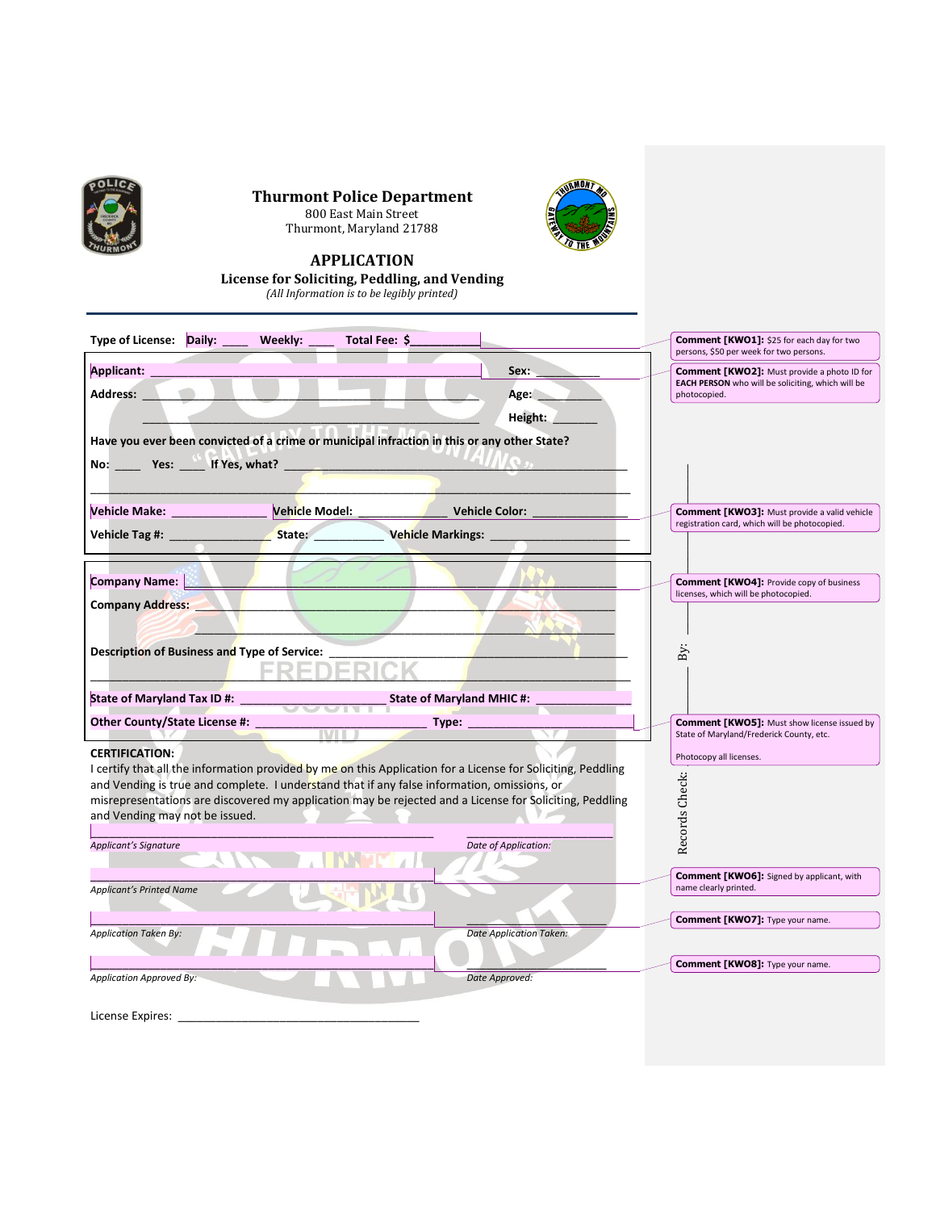# Thurmont Police Department

800 East Main Street
Thurmont, Maryland 21788

## APPLICATION

### License for Soliciting, Peddling, and Vending

*(All Information is to be legibly printed)*

---

**Type of License:** **Daily:** ____ **Weekly:** ____ **Total Fee: $**__________

**Applicant:** ______________________________ **Sex:** _________

**Address:** ______________________________ **Age:** _________

______________________________ **Height:** _______

**Have you ever been convicted of a crime or municipal infraction in this or any other State?**

**No:** ____ **Yes:** ____ **If Yes, what?** ______________________________

______________________________________________________________

**Vehicle Make:** _______________ **Vehicle Model:** _______________ **Vehicle Color:** _______________

**Vehicle Tag #:** _______________ **State:** __________ **Vehicle Markings:** ____________________

**Company Name:** ______________________________________________

**Company Address:** ______________________________________________

______________________________________________

**Description of Business and Type of Service:** ______________________________

______________________________________________________________

**State of Maryland Tax ID #:** ____________________ **State of Maryland MHIC #:** ______________

**Other County/State License #:** ____________________ **Type:** ______________________

**CERTIFICATION:**
I certify that all the information provided by me on this Application for a License for Soliciting, Peddling and Vending is true and complete. I understand that if any false information, omissions, or misrepresentations are discovered my application may be rejected and a License for Soliciting, Peddling and Vending may not be issued.

______________________________ ______________________
*Applicant's Signature* *Date of Application:*

______________________________
*Applicant's Printed Name*

______________________________ ______________________
*Application Taken By:* *Date Application Taken:*

______________________________ ______________________
*Application Approved By:* *Date Approved:*

License Expires: ______________________________

Records Check: __________ By: __________

**Comment [KWO1]:** $25 for each day for two persons, $50 per week for two persons.

**Comment [KWO2]:** Must provide a photo ID for **EACH PERSON** who will be soliciting, which will be photocopied.

**Comment [KWO3]:** Must provide a valid vehicle registration card, which will be photocopied.

**Comment [KWO4]:** Provide copy of business licenses, which will be photocopied.

**Comment [KWO5]:** Must show license issued by State of Maryland/Frederick County, etc.

Photocopy all licenses.

**Comment [KWO6]:** Signed by applicant, with name clearly printed.

**Comment [KWO7]:** Type your name.

**Comment [KWO8]:** Type your name.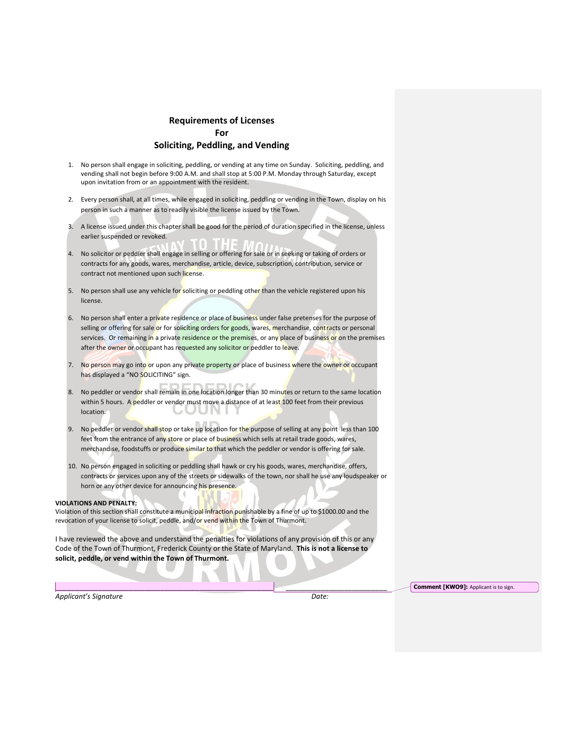## Requirements of Licenses
## For
## Soliciting, Peddling, and Vending

1. No person shall engage in soliciting, peddling, or vending at any time on Sunday. Soliciting, peddling, and vending shall not begin before 9:00 A.M. and shall stop at 5:00 P.M. Monday through Saturday, except upon invitation from or an appointment with the resident.

2. Every person shall, at all times, while engaged in soliciting, peddling or vending in the Town, display on his person in such a manner as to readily visible the license issued by the Town.

3. A license issued under this chapter shall be good for the period of duration specified in the license, unless earlier suspended or revoked.

4. No solicitor or peddler shall engage in selling or offering for sale or in seeking or taking of orders or contracts for any goods, wares, merchandise, article, device, subscription, contribution, service or contract not mentioned upon such license.

5. No person shall use any vehicle for soliciting or peddling other than the vehicle registered upon his license.

6. No person shall enter a private residence or place of business under false pretenses for the purpose of selling or offering for sale or for soliciting orders for goods, wares, merchandise, contracts or personal services. Or remaining in a private residence or the premises, or any place of business or on the premises after the owner or occupant has requested any solicitor or peddler to leave.

7. No person may go into or upon any private property or place of business where the owner or occupant has displayed a "NO SOLICITING" sign.

8. No peddler or vendor shall remain in one location longer than 30 minutes or return to the same location within 5 hours. A peddler or vendor must move a distance of at least 100 feet from their previous location.

9. No peddler or vendor shall stop or take up location for the purpose of selling at any point less than 100 feet from the entrance of any store or place of business which sells at retail trade goods, wares, merchandise, foodstuffs or produce similar to that which the peddler or vendor is offering for sale.

10. No person engaged in soliciting or peddling shall hawk or cry his goods, wares, merchandise, offers, contracts or services upon any of the streets or sidewalks of the town, nor shall he use any loudspeaker or horn or any other device for announcing his presence.

**VIOLATIONS AND PENALTY:**
Violation of this section shall constitute a municipal infraction punishable by a fine of up to $1000.00 and the revocation of your license to solicit, peddle, and/or vend within the Town of Thurmont.

I have reviewed the above and understand the penalties for violations of any provision of this or any Code of the Town of Thurmont, Frederick County or the State of Maryland. **This is not a license to solicit, peddle, or vend within the Town of Thurmont.**

_______________________________________________ ___________________________

*Applicant's Signature* *Date:*

**Comment [KWO9]:** Applicant is to sign.